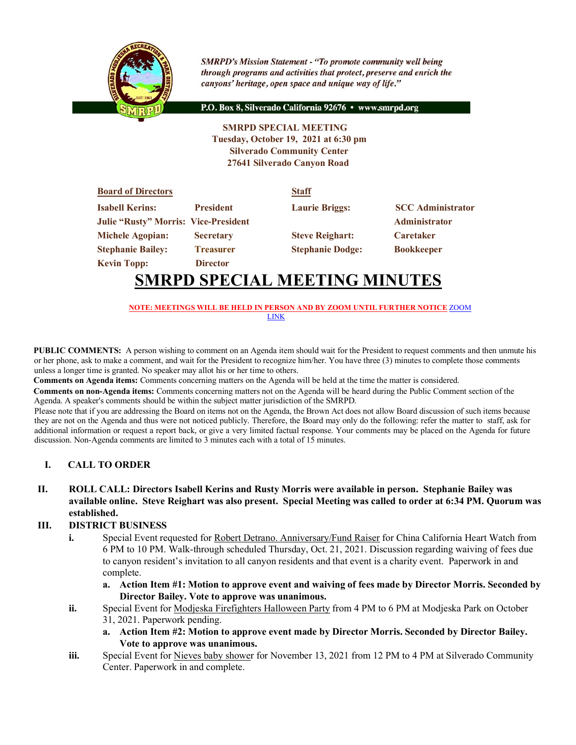*SMRPD's Mission Statement - "To promote community well being through programs and activities that protect, preserve and enrich the canyons' heritage, open space and unique way of life."*

**P.O. Box 8, Silverado California 92676 • www.smrpd.org**

**SMRPD SPECIAL MEETING**
**Tuesday, October 19, 2021 at 6:30 pm**
**Silverado Community Center**
**27641 Silverado Canyon Road**

| **Board of Directors** | | **Staff** | |
|---|---|---|---|
| **Isabell Kerins:** | **President** | **Laurie Briggs:** | **SCC Administrator** |
| **Julie "Rusty" Morris:** | **Vice-President** | | **Administrator** |
| **Michele Agopian:** | **Secretary** | **Steve Reighart:** | **Caretaker** |
| **Stephanie Bailey:** | **Treasurer** | **Stephanie Dodge:** | **Bookkeeper** |
| **Kevin Topp:** | **Director** | | |

# SMRPD SPECIAL MEETING MINUTES

**NOTE: MEETINGS WILL BE HELD IN PERSON AND BY ZOOM UNTIL FURTHER NOTICE** ZOOM LINK

**PUBLIC COMMENTS:** A person wishing to comment on an Agenda item should wait for the President to request comments and then unmute his or her phone, ask to make a comment, and wait for the President to recognize him/her. You have three (3) minutes to complete those comments unless a longer time is granted. No speaker may allot his or her time to others.

**Comments on Agenda items:** Comments concerning matters on the Agenda will be held at the time the matter is considered.

**Comments on non-Agenda items:** Comments concerning matters not on the Agenda will be heard during the Public Comment section of the Agenda. A speaker's comments should be within the subject matter jurisdiction of the SMRPD.

Please note that if you are addressing the Board on items not on the Agenda, the Brown Act does not allow Board discussion of such items because they are not on the Agenda and thus were not noticed publicly. Therefore, the Board may only do the following: refer the matter to staff, ask for additional information or request a report back, or give a very limited factual response. Your comments may be placed on the Agenda for future discussion. Non-Agenda comments are limited to 3 minutes each with a total of 15 minutes.

**I. CALL TO ORDER**

**II. ROLL CALL: Directors Isabell Kerins and Rusty Morris were available in person. Stephanie Bailey was available online. Steve Reighart was also present. Special Meeting was called to order at 6:34 PM. Quorum was established.**

**III. DISTRICT BUSINESS**

**i.** Special Event requested for Robert Detrano. Anniversary/Fund Raiser for China California Heart Watch from 6 PM to 10 PM. Walk-through scheduled Thursday, Oct. 21, 2021. Discussion regarding waiving of fees due to canyon resident's invitation to all canyon residents and that event is a charity event. Paperwork in and complete.

  **a. Action Item #1: Motion to approve event and waiving of fees made by Director Morris. Seconded by Director Bailey. Vote to approve was unanimous.**

**ii.** Special Event for Modjeska Firefighters Halloween Party from 4 PM to 6 PM at Modjeska Park on October 31, 2021. Paperwork pending.

  **a. Action Item #2: Motion to approve event made by Director Morris. Seconded by Director Bailey. Vote to approve was unanimous.**

**iii.** Special Event for Nieves baby shower for November 13, 2021 from 12 PM to 4 PM at Silverado Community Center. Paperwork in and complete.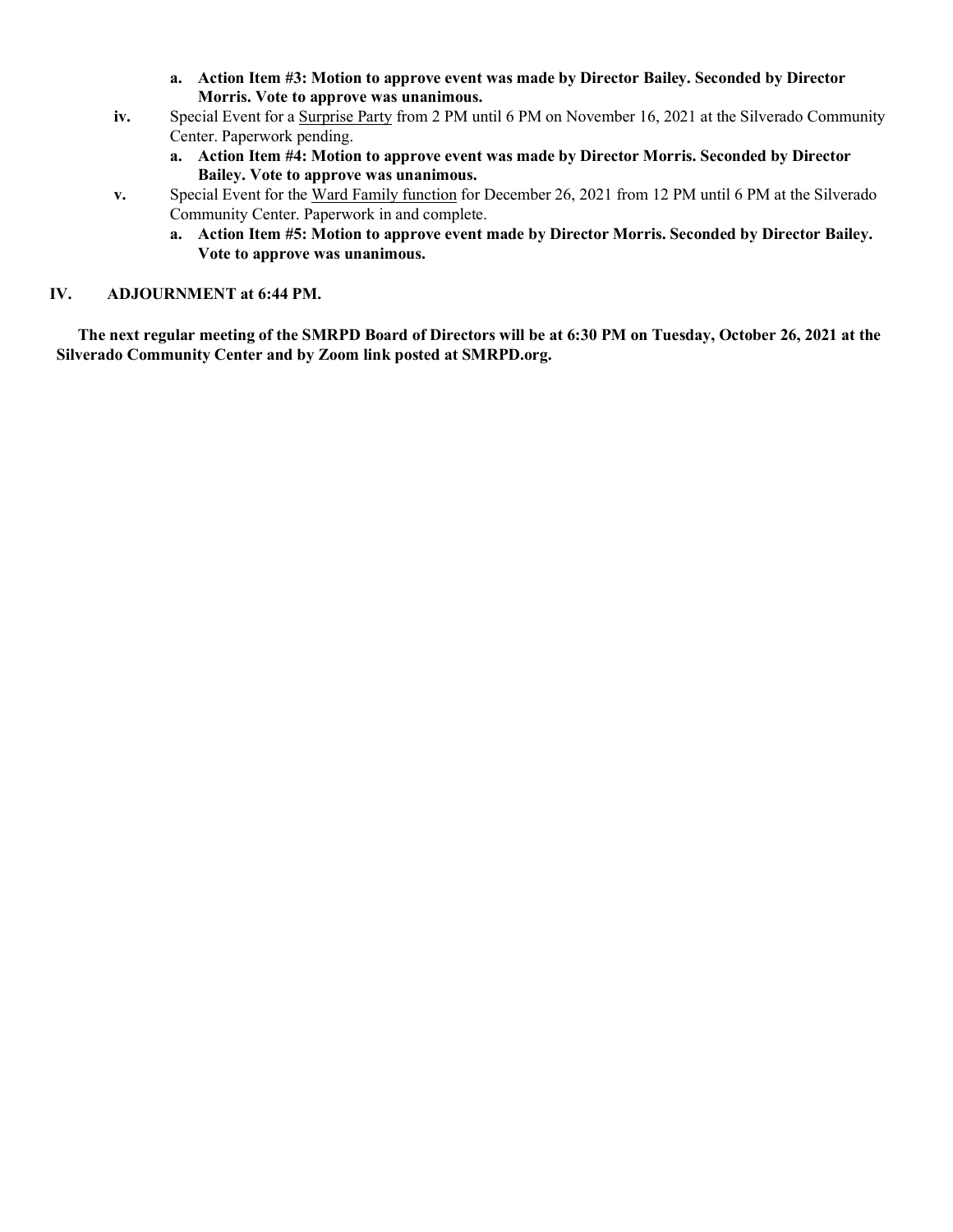a. **Action Item #3: Motion to approve event was made by Director Bailey. Seconded by Director Morris. Vote to approve was unanimous.**

iv. Special Event for a Surprise Party from 2 PM until 6 PM on November 16, 2021 at the Silverado Community Center. Paperwork pending.

   a. **Action Item #4: Motion to approve event was made by Director Morris. Seconded by Director Bailey. Vote to approve was unanimous.**

v. Special Event for the Ward Family function for December 26, 2021 from 12 PM until 6 PM at the Silverado Community Center. Paperwork in and complete.

   a. **Action Item #5: Motion to approve event made by Director Morris. Seconded by Director Bailey. Vote to approve was unanimous.**

**IV. ADJOURNMENT at 6:44 PM.**

**The next regular meeting of the SMRPD Board of Directors will be at 6:30 PM on Tuesday, October 26, 2021 at the Silverado Community Center and by Zoom link posted at SMRPD.org.**